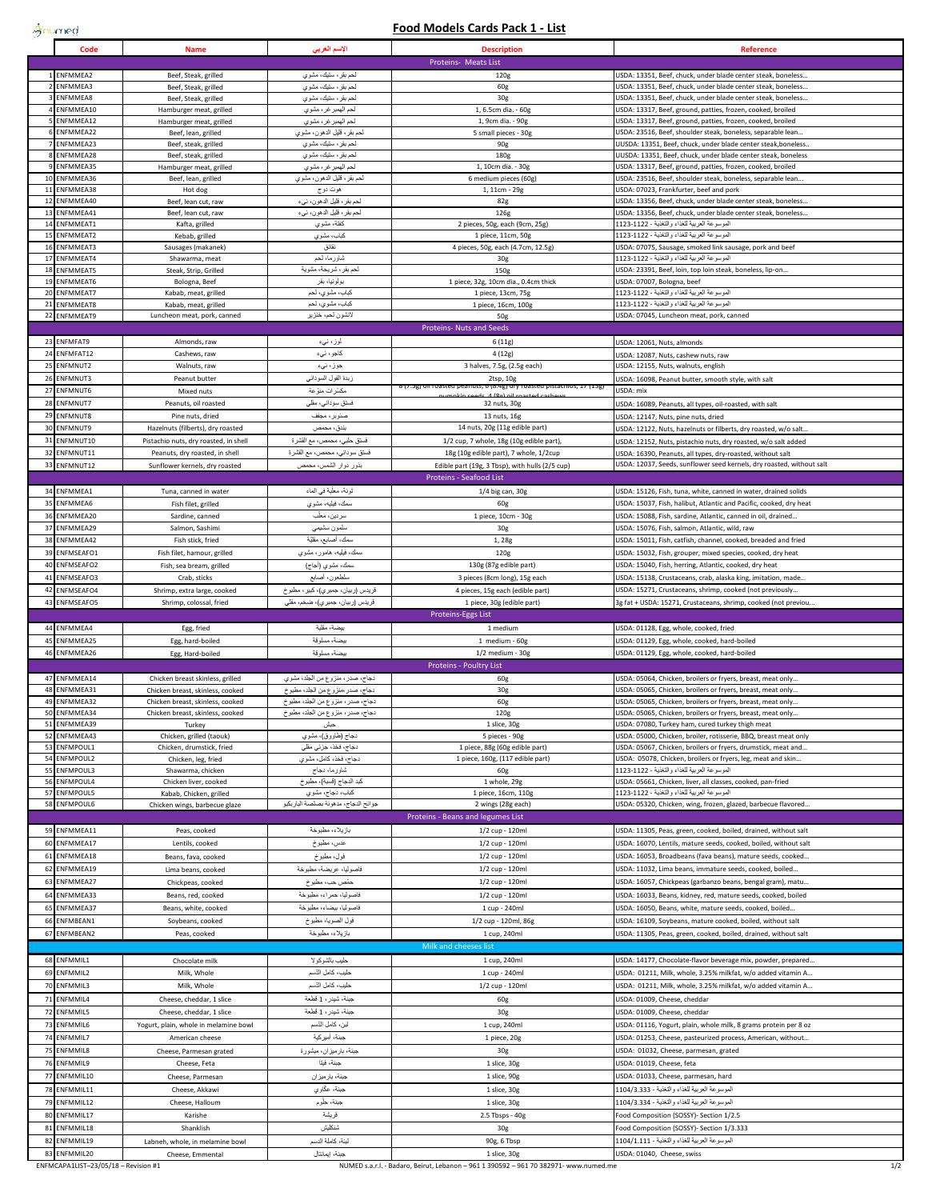# Food Models Cards Pack 1 - List

| # | Code | Name | الإسم العربي | Description | Reference |
|---|---|---|---|---|---|
| | | | | **Proteins- Meats List** | |
| 1 | ENFMMEA2 | Beef, Steak, grilled | لحم بقر، ستيك، مشوي | 120g | USDA: 13351, Beef, chuck, under blade center steak, boneless... |
| 2 | ENFMMEA3 | Beef, Steak, grilled | لحم بقر، ستيك، مشوي | 60g | USDA: 13351, Beef, chuck, under blade center steak, boneless... |
| 3 | ENFMMEA8 | Beef, Steak, grilled | لحم بقر، ستيك، مشوي | 30g | USDA: 13351, Beef, chuck, under blade center steak, boneless... |
| 4 | ENFMMEA10 | Hamburger meat, grilled | لحم الهمبرغر، مشوي | 1, 6.5cm dia. - 60g | USDA: 13317, Beef, ground, patties, frozen, cooked, broiled |
| 5 | ENFMMEA12 | Hamburger meat, grilled | لحم الهمبرغر، مشوي | 1, 9cm dia. - 90g | USDA: 13317, Beef, ground, patties, frozen, cooked, broiled |
| 6 | ENFMMEA22 | Beef, lean, grilled | لحم بقر، قليل الدهون، مشوي | 5 small pieces - 30g | USDA: 23516, Beef, shoulder steak, boneless, separable lean... |
| 7 | ENFMMEA23 | Beef, steak, grilled | لحم بقر، ستيك، مشوي | 90g | UUSDA: 13351, Beef, chuck, under blade center steak,boneless.. |
| 8 | ENFMMEA28 | Beef, steak, grilled | لحم بقر، ستيك، مشوي | 180g | UUSDA: 13351, Beef, chuck, under blade center steak, boneless |
| 9 | ENFMMEA35 | Hamburger meat, grilled | لحم الهمبرغر، مشوي | 1, 10cm dia. - 30g | USDA: 13317, Beef, ground, patties, frozen, cooked, broiled |
| 10 | ENFMMEA36 | Beef, lean, grilled | لحم بقر، قليل الدهون، مشوي | 6 medium pieces (60g) | USDA: 23516, Beef, shoulder steak, boneless, separable lean... |
| 11 | ENFMMEA38 | Hot dog | هوت دوج | 1, 11cm - 29g | USDA: 07023, Frankfurter, beef and pork |
| 12 | ENFMMEA40 | Beef, lean cut, raw | لحم بقر، قليل الدهون، نيء | 82g | USDA: 13356, Beef, chuck, under blade center steak, boneless... |
| 13 | ENFMMEA41 | Beef, lean cut, raw | لحم بقر، قليل الدهون، نيء | 126g | USDA: 13356, Beef, chuck, under blade center steak, boneless... |
| 14 | ENFMMEAT1 | Kafta, grilled | كفتة، مشوي | 2 pieces, 50g, each (9cm, 25g) | الموسوعة العربية للغذاء والتغذية - 1122-1123 |
| 15 | ENFMMEAT2 | Kebab, grilled | كباب، مشوي | 1 piece, 11cm, 50g | الموسوعة العربية للغذاء والتغذية - 1122-1123 |
| 16 | ENFMMEAT3 | Sausages (makanek) | نقانق | 4 pieces, 50g, each (4.7cm, 12.5g) | USDA: 07075, Sausage, smoked link sausage, pork and beef |
| 17 | ENFMMEAT4 | Shawarma, meat | شاورما، لحم | 30g | الموسوعة العربية للغذاء والتغذية - 1122-1123 |
| 18 | ENFMMEAT5 | Steak, Strip, Grilled | لحم بقر، شريحة، مشوية | 150g | USDA: 23391, Beef, loin, top loin steak, boneless, lip-on... |
| 19 | ENFMMEAT6 | Bologna, Beef | بولونيا، بقر | 1 piece, 32g, 10cm dia., 0.4cm thick | USDA: 07007, Bologna, beef |
| 20 | ENFMMEAT7 | Kabab, meat, grilled | كباب، مشوي، لحم | 1 piece, 13cm, 75g | الموسوعة العربية للغذاء والتغذية - 1122-1123 |
| 21 | ENFMMEAT8 | Kabab, meat, grilled | كباب، مشوي، لحم | 1 piece, 16cm, 100g | الموسوعة العربية للغذاء والتغذية - 1122-1123 |
| 22 | ENFMMEAT9 | Luncheon meat, pork, canned | لانشون لحم، خنزير | 50g | USDA: 07045, Luncheon meat, pork, canned |
| | | | | **Proteins- Nuts and Seeds** | |
| 23 | ENFMFAT9 | Almonds, raw | لوز، نيء | 6 (11g) | USDA: 12061, Nuts, almonds |
| 24 | ENFMFAT12 | Cashews, raw | كاجو، نيء | 4 (12g) | USDA: 12087, Nuts, cashew nuts, raw |
| 25 | ENFMNUT2 | Walnuts, raw | جوز، نيء | 3 halves, 7.5g, (2.5g each) | USDA: 12155, Nuts, walnuts, english |
| 26 | ENFMNUT3 | Peanut butter | زبدة الفول السوداني | 2tsp, 10g | USDA: 16098, Peanut butter, smooth style, with salt |
| 27 | ENFMNUT6 | Mixed nuts | مكسرات متنوعة | 8 (7.5g) oil roasted peanuts, 6 (8.4g) dry roasted pistachios, 17 (15g) pumpkin seeds, 4 (8g) oil roasted cashews | USDA: mix |
| 28 | ENFMNUT7 | Peanuts, oil roasted | فستق سوداني، مقلي | 32 nuts, 30g | USDA: 16089, Peanuts, all types, oil-roasted, with salt |
| 29 | ENFMNUT8 | Pine nuts, dried | صنوبر، مجفف | 13 nuts, 16g | USDA: 12147, Nuts, pine nuts, dried |
| 30 | ENFMNUT9 | Hazelnuts (filberts), dry roasted | بندق، محمص | 14 nuts, 20g (11g edible part) | USDA: 12122, Nuts, hazelnuts or filberts, dry roasted, w/o salt... |
| 31 | ENFMNUT10 | Pistachio nuts, dry roasted, in shell | فستق حلبي، محمص، مع القشرة | 1/2 cup, 7 whole, 18g (10g edible part), | USDA: 12152, Nuts, pistachio nuts, dry roasted, w/o salt added |
| 32 | ENFMNUT11 | Peanuts, dry roasted, in shell | فستق سوداني، محمص، مع القشرة | 18g (10g edible part), 7 whole, 1/2cup | USDA: 16390, Peanuts, all types, dry-roasted, without salt |
| 33 | ENFMNUT12 | Sunflower kernels, dry roasted | بذور دوار الشمس، محمص | Edible part (19g, 3 Tbsp), with hulls (2/5 cup) | USDA: 12037, Seeds, sunflower seed kernels, dry roasted, without salt |
| | | | | **Proteins - Seafood List** | |
| 34 | ENFMMEA1 | Tuna, canned in water | تونة، معلّبة في الماء | 1/4 big can, 30g | USDA: 15126, Fish, tuna, white, canned in water, drained solids |
| 35 | ENFMMEA6 | Fish filet, grilled | سمك، فيليه، مشوي | 60g | USDA: 15037, Fish, halibut, Atlantic and Pacific, cooked, dry heat |
| 36 | ENFMMEA20 | Sardine, canned | سردين، معلب | 1 piece, 10cm - 30g | USDA: 15088, Fish, sardine, Atlantic, canned in oil, drained... |
| 37 | ENFMMEA29 | Salmon, Sashimi | سلمون سشيمي | 30g | USDA: 15076, Fish, salmon, Atlantic, wild, raw |
| 38 | ENFMMEA42 | Fish stick, fried | سمك، اصابع، مقليّة | 1, 28g | USDA: 15011, Fish, catfish, channel, cooked, breaded and fried |
| 39 | ENFMSEAFO1 | Fish filet, hamour, grilled | سمك، فيليه، هامور، مشوي | 120g | USDA: 15032, Fish, grouper, mixed species, cooked, dry heat |
| 40 | ENFMSEAFO2 | Fish, sea bream, grilled | سمك، مشوي (أجاج) | 130g (87g edible part) | USDA: 15040, Fish, herring, Atlantic, cooked, dry heat |
| 41 | ENFMSEAFO3 | Crab, sticks | سلطعون، أصابع | 3 pieces (8cm long), 15g each | USDA: 15138, Crustaceans, crab, alaska king, imitation, made... |
| 42 | ENFMSEAFO4 | Shrimp, extra large, cooked | قريدس (ربيان، جمبري)، كبير، مطبوخ | 4 pieces, 15g each (edible part) | USDA: 15271, Crustaceans, shrimp, cooked (not previously... |
| 43 | ENFMSEAFO5 | Shrimp, colossal, fried | قريدس (ربيان، جمبري)، ضخم، مقلي | 1 piece, 30g (edible part) | 3g fat + USDA: 15271, Crustaceans, shrimp, cooked (not previou... |
| | | | | **Proteins-Eggs List** | |
| 44 | ENFMMEA4 | Egg, fried | بيضة، مقلية | 1 medium | USDA: 01128, Egg, whole, cooked, fried |
| 45 | ENFMMEA25 | Egg, hard-boiled | بيضة، مسلوقة | 1 medium - 60g | USDA: 01129, Egg, whole, cooked, hard-boiled |
| 46 | ENFMMEA26 | Egg, Hard-boiled | بيضة، مسلوقة | 1/2 medium - 30g | USDA: 01129, Egg, whole, cooked, hard-boiled |
| | | | | **Proteins - Poultry List** | |
| 47 | ENFMMEA14 | Chicken breast skinless, grilled | دجاج، صدر، منزوع من الجلد، مشوي | 60g | USDA: 05064, Chicken, broilers or fryers, breast, meat only... |
| 48 | ENFMMEA31 | Chicken breast, skinless, cooked | دجاج، صدر منزوع من الجلد، مطبوخ | 30g | USDA: 05065, Chicken, broilers or fryers, breast, meat only... |
| 49 | ENFMMEA32 | Chicken breast, skinless, cooked | دجاج، صدر، منزوع من الجلد، مطبوخ | 60g | USDA: 05065, Chicken, broilers or fryers, breast, meat only... |
| 50 | ENFMMEA34 | Chicken breast, skinless, cooked | دجاج، صدر، منزوع من الجلد، مطبوخ | 120g | USDA: 05065, Chicken, broilers or fryers, breast, meat only... |
| 51 | ENFMMEA39 | Turkey | حبش | 1 slice, 30g | USDA: 07080, Turkey ham, cured turkey thigh meat |
| 52 | ENFMMEA43 | Chicken, grilled (taouk) | دجاج (طاووق)، مشوي | 5 pieces - 90g | USDA: 05000, Chicken, broiler, rotisserie, BBQ, breast meat only |
| 53 | ENFMPOUL1 | Chicken, drumstick, fried | دجاج، فخذ، جزئي مقلي | 1 piece, 88g (60g edible part) | USDA: 05067, Chicken, broilers or fryers, drumstick, meat and... |
| 54 | ENFMPOUL2 | Chicken, leg, fried | دجاج، فخذ، كامل، مشوي | 1 piece, 160g, (117 edible part) | USDA: 05078, Chicken, broilers or fryers, leg, meat and skin... |
| 55 | ENFMPOUL3 | Shawarma, chicken | شاورما، دجاج | 60g | الموسوعة العربية للغذاء والتغذية - 1122-1123 |
| 56 | ENFMPOUL4 | Chicken liver, cooked | كبد الدجاج (قصبة)، مطبوخ | 1 whole, 29g | USDA: 05661, Chicken, liver, all classes, cooked, pan-fried |
| 57 | ENFMPOUL5 | Kabab, Chicken, grilled | كباب، دجاج، مشوي | 1 piece, 16cm, 110g | الموسوعة العربية للغذاء والتغذية - 1122-1123 |
| 58 | ENFMPOUL6 | Chicken wings, barbecue glaze | جوانح الدجاج، مدهونة بصلصة الباربكيو | 2 wings (28g each) | USDA: 05320, Chicken, wing, frozen, glazed, barbecue flavored... |
| | | | | **Proteins - Beans and legumes List** | |
| 59 | ENFMMEA11 | Peas, cooked | بازيلاء، مطبوخة | 1/2 cup - 120ml | USDA: 11305, Peas, green, cooked, boiled, drained, without salt |
| 60 | ENFMMEA17 | Lentils, cooked | عدس، مطبوخ | 1/2 cup - 120ml | USDA: 16070, Lentils, mature seeds, cooked, boiled, without salt |
| 61 | ENFMMEA18 | Beans, fava, cooked | فول، مطبوخ | 1/2 cup - 120ml | USDA: 16053, Broadbeans (fava beans), mature seeds, cooked... |
| 62 | ENFMMEA19 | Lima beans, cooked | فاصوليا، عريضة، مطبوخة | 1/2 cup - 120ml | USDA: 11032, Lima beans, immature seeds, cooked, boiled... |
| 63 | ENFMMEA27 | Chickpeas, cooked | حمّص حب، مطبوخ | 1/2 cup - 120ml | USDA: 16057, Chickpeas (garbanzo beans, bengal gram), matu... |
| 64 | ENFMMEA33 | Beans, red, cooked | فاصوليا، حمراء، مطبوخة | 1/2 cup - 120ml | USDA: 16033, Beans, kidney, red, mature seeds, cooked, boiled |
| 65 | ENFMMEA37 | Beans, white, cooked | فاصوليا، بيضاء، مطبوخة | 1 cup - 240ml | USDA: 16050, Beans, white, mature seeds, cooked, boiled... |
| 66 | ENFMBEAN1 | Soybeans, cooked | فول الصويا، مطبوخ | 1/2 cup - 120ml, 86g | USDA: 16109, Soybeans, mature cooked, boiled, without salt |
| 67 | ENFMBEAN2 | Peas, cooked | بازيلاء، مطبوخة | 1 cup, 240ml | USDA: 11305, Peas, green, cooked, boiled, drained, without salt |
| | | | | **Milk and cheeses list** | |
| 68 | ENFMMIL1 | Chocolate milk | حليب بالشوكولا | 1 cup, 240ml | USDA: 14177, Chocolate-flavor beverage mix, powder, prepared... |
| 69 | ENFMMIL2 | Milk, Whole | حليب، كامل الدسم | 1 cup - 240ml | USDA: 01211, Milk, whole, 3.25% milkfat, w/o added vitamin A... |
| 70 | ENFMMIL3 | Milk, Whole | حليب، كامل الدسم | 1/2 cup - 120ml | USDA: 01211, Milk, whole, 3.25% milkfat, w/o added vitamin A... |
| 71 | ENFMMIL4 | Cheese, cheddar, 1 slice | جبنة، شيدر، 1 قطعة | 60g | USDA: 01009, Cheese, cheddar |
| 72 | ENFMMIL5 | Cheese, cheddar, 1 slice | جبنة، شيدر، 1 قطعة | 30g | USDA: 01009, Cheese, cheddar |
| 73 | ENFMMIL6 | Yogurt, plain, whole in melamine bowl | لبن، كامل الدسم | 1 cup, 240ml | USDA: 01116, Yogurt, plain, whole milk, 8 grams protein per 8 oz |
| 74 | ENFMMIL7 | American cheese | جبنة، أميركية | 1 piece, 20g | USDA: 01253, Cheese, pasteurized process, American, without... |
| 75 | ENFMMIL8 | Cheese, Parmesan grated | جبنة، بارميزان، مبشورة | 30g | USDA: 01032, Cheese, parmesan, grated |
| 76 | ENFMMIL9 | Cheese, Feta | جبنة، فيتا | 1 slice, 30g | USDA: 01019, Cheese, feta |
| 77 | ENFMMIL10 | Cheese, Parmesan | جبنة، بارميزان | 1 slice, 90g | USDA: 01033, Cheese, parmesan, hard |
| 78 | ENFMMIL11 | Cheese, Akkawi | جبنة، عكّاوي | 1 slice, 30g | الموسوعة العربية للغذاء والتغذية - 1104/3.333 |
| 79 | ENFMMIL12 | Cheese, Halloum | جبنة، حلّوم | 1 slice, 30g | الموسوعة العربية للغذاء والتغذية - 1104/3.334 |
| 80 | ENFMMIL17 | Karishe | قريشة | 2.5 Tbsps - 40g | Food Composition (SOSSY)- Section 1/2.5 |
| 81 | ENFMMIL18 | Shanklish | شنكليش | 30g | Food Composition (SOSSY)- Section 1/3.333 |
| 82 | ENFMMIL19 | Labneh, whole, in melamine bowl | لبنة، كاملة الدسم | 90g, 6 Tbsp | الموسوعة العربية للغذاء والتغذية - 1104/1.111 |
| 83 | ENFMMIL20 | Cheese, Emmental | جبنة، إيمانتال | 1 slice, 30g | USDA: 01040, Cheese, swiss |

ENFMCAPA1LIST–23/05/18 – Revision #1

NUMED s.a.r.l. - Badaro, Beirut, Lebanon – 961 1 390592 – 961 70 382971- www.numed.me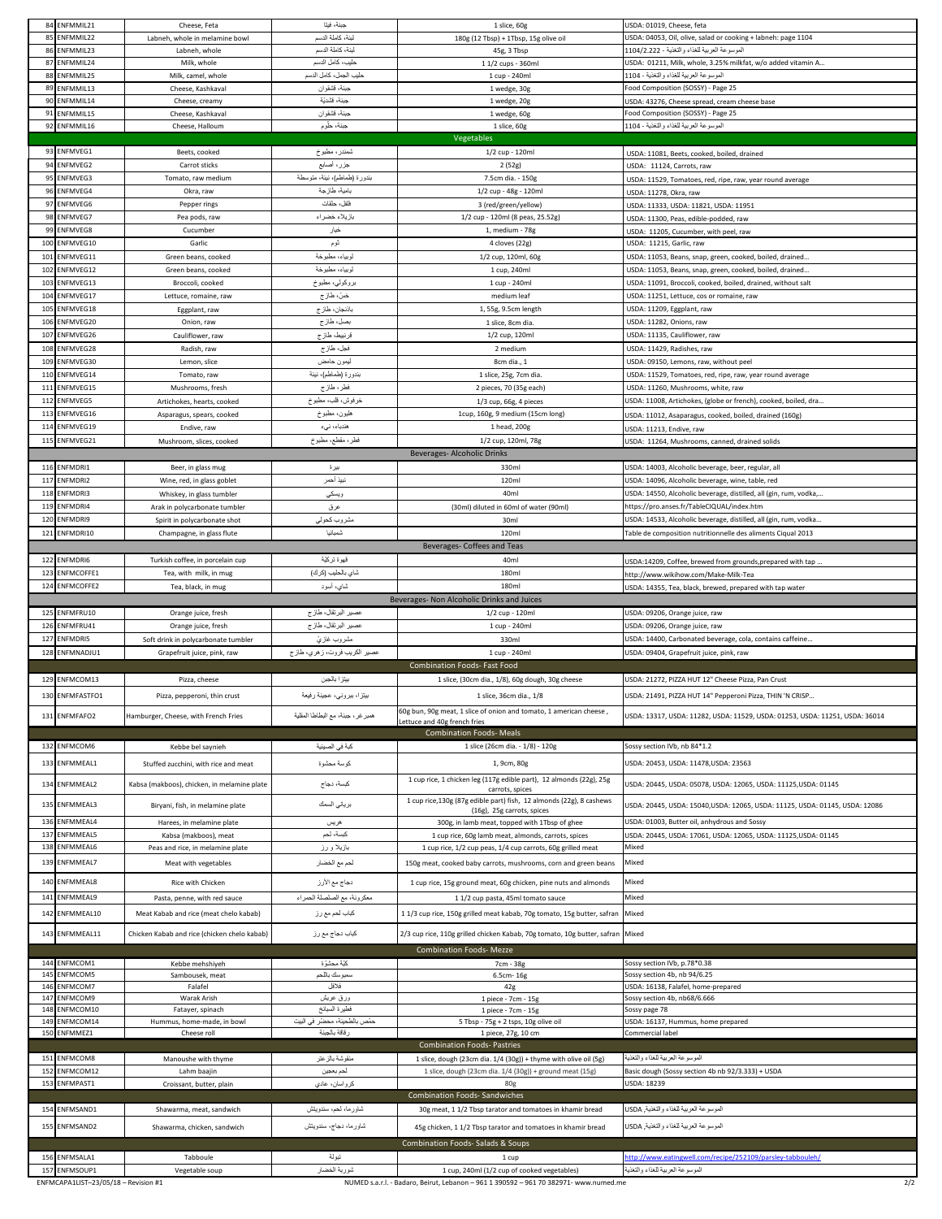| | | | | | |
|---|---|---|---|---|---|
| 84 | ENFMMIL21 | Cheese, Feta | جبنة، فيتا | 1 slice, 60g | USDA: 01019, Cheese, feta |
| 85 | ENFMMIL22 | Labneh, whole in melamine bowl | لبنة، كاملة الدسم | 180g (12 Tbsp) + 1Tbsp, 15g olive oil | USDA: 04053, Oil, olive, salad or cooking + labneh: page 1104 |
| 86 | ENFMMIL23 | Labneh, whole | لبنة، كاملة الدسم | 45g, 3 Tbsp | الموسوعة العربية للغذاء والتغذية - 1104/2.222 |
| 87 | ENFMMIL24 | Milk, whole | حليب، كامل الدسم | 1 1/2 cups - 360ml | USDA: 01211, Milk, whole, 3.25% milkfat, w/o added vitamin A... |
| 88 | ENFMMIL25 | Milk, camel, whole | حليب الجمل، كامل الدسم | 1 cup - 240ml | الموسوعة العربية للغذاء والتغذية - 1104 |
| 89 | ENFMMIL13 | Cheese, Kashkaval | جبنة، قشقوان | 1 wedge, 30g | Food Composition (SOSSY) - Page 25 |
| 90 | ENFMMIL14 | Cheese, creamy | جبنة، قشدية | 1 wedge, 20g | USDA: 43276, Cheese spread, cream cheese base |
| 91 | ENFMMIL15 | Cheese, Kashkaval | جبنة، قشقوان | 1 wedge, 60g | Food Composition (SOSSY) - Page 25 |
| 92 | ENFMMIL16 | Cheese, Halloum | جبنة، حلوم | 1 slice, 60g | الموسوعة العربية للغذاء والتغذية - 1104 |
| | | | **Vegetables** | | |
| 93 | ENFMVEG1 | Beets, cooked | شمندر، مطبوخ | 1/2 cup - 120ml | USDA: 11081, Beets, cooked, boiled, drained |
| 94 | ENFMVEG2 | Carrot sticks | جزر، أصابع | 2 (52g) | USDA: 11124, Carrots, raw |
| 95 | ENFMVEG3 | Tomato, raw medium | بندورة (طماطم)، نيئة، متوسطة | 7.5cm dia. - 150g | USDA: 11529, Tomatoes, red, ripe, raw, year round average |
| 96 | ENFMVEG4 | Okra, raw | بامية، طازجة | 1/2 cup - 48g - 120ml | USDA: 11278, Okra, raw |
| 97 | ENFMVEG6 | Pepper rings | فلفل، حلقات | 3 (red/green/yellow) | USDA: 11333, USDA: 11821, USDA: 11951 |
| 98 | ENFMVEG7 | Pea pods, raw | بازيلاء خضراء | 1/2 cup - 120ml (8 peas, 25.52g) | USDA: 11300, Peas, edible-podded, raw |
| 99 | ENFMVEG8 | Cucumber | خيار | 1, medium - 78g | USDA: 11205, Cucumber, with peel, raw |
| 100 | ENFMVEG10 | Garlic | ثوم | 4 cloves (22g) | USDA: 11215, Garlic, raw |
| 101 | ENFMVEG11 | Green beans, cooked | لوبياء، مطبوخة | 1/2 cup, 120ml, 60g | USDA: 11053, Beans, snap, green, cooked, boiled, drained... |
| 102 | ENFMVEG12 | Green beans, cooked | لوبياء، مطبوخة | 1 cup, 240ml | USDA: 11053, Beans, snap, green, cooked, boiled, drained... |
| 103 | ENFMVEG13 | Broccoli, cooked | بروكولي، مطبوخ | 1 cup - 240ml | USDA: 11091, Broccoli, cooked, boiled, drained, without salt |
| 104 | ENFMVEG17 | Lettuce, romaine, raw | خس، طازج | medium leaf | USDA: 11251, Lettuce, cos or romaine, raw |
| 105 | ENFMVEG18 | Eggplant, raw | باذنجان، طازج | 1, 55g, 9.5cm length | USDA: 11209, Eggplant, raw |
| 106 | ENFMVEG20 | Onion, raw | بصل، طازج | 1 slice, 8cm dia. | USDA: 11282, Onions, raw |
| 107 | ENFMVEG26 | Cauliflower, raw | قرنبيط، طازج | 1/2 cup, 120ml | USDA: 11135, Cauliflower, raw |
| 108 | ENFMVEG28 | Radish, raw | فجل، طازج | 2 medium | USDA: 11429, Radishes, raw |
| 109 | ENFMVEG30 | Lemon, slice | ليمون حامض | 8cm dia., 1 | USDA: 09150, Lemons, raw, without peel |
| 110 | ENFMVEG14 | Tomato, raw | بندورة (طماطم)، نيئة | 1 slice, 25g, 7cm dia. | USDA: 11529, Tomatoes, red, ripe, raw, year round average |
| 111 | ENFMVEG15 | Mushrooms, fresh | فطر، طازج | 2 pieces, 70 (35g each) | USDA: 11260, Mushrooms, white, raw |
| 112 | ENFMVEG5 | Artichokes, hearts, cooked | خرفوش، قلب، مطبوخ | 1/3 cup, 66g, 4 pieces | USDA: 11008, Artichokes, (globe or french), cooked, boiled, dra... |
| 113 | ENFMVEG16 | Asparagus, spears, cooked | هليون، مطبوخ | 1cup, 160g, 9 medium (15cm long) | USDA: 11012, Asaparagus, cooked, boiled, drained (160g) |
| 114 | ENFMVEG19 | Endive, raw | هندباء، نيء | 1 head, 200g | USDA: 11213, Endive, raw |
| 115 | ENFMVEG21 | Mushroom, slices, cooked | فطر، مقطع، مطبوخ | 1/2 cup, 120ml, 78g | USDA: 11264, Mushrooms, canned, drained solids |
| | | | **Beverages- Alcoholic Drinks** | | |
| 116 | ENFMDRI1 | Beer, in glass mug | بيرة | 330ml | USDA: 14003, Alcoholic beverage, beer, regular, all |
| 117 | ENFMDRI2 | Wine, red, in glass goblet | نبيذ أحمر | 120ml | USDA: 14096, Alcoholic beverage, wine, table, red |
| 118 | ENFMDRI3 | Whiskey, in glass tumbler | ويسكي | 40ml | USDA: 14550, Alcoholic beverage, distilled, all (gin, rum, vodka,... |
| 119 | ENFMDRI4 | Arak in polycarbonate tumbler | عرق | (30ml) diluted in 60ml of water (90ml) | https://pro.anses.fr/TableCIQUAL/index.htm |
| 120 | ENFMDRI9 | Spirit in polycarbonate shot | مشروب كحولي | 30ml | USDA: 14533, Alcoholic beverage, distilled, all (gin, rum, vodka... |
| 121 | ENFMDRI10 | Champagne, in glass flute | شمبانيا | 120ml | Table de composition nutritionnelle des aliments Ciqual 2013 |
| | | | **Beverages- Coffees and Teas** | | |
| 122 | ENFMDRI6 | Turkish coffee, in porcelain cup | قهوة تركية | 40ml | USDA:14209, Coffee, brewed from grounds,prepared with tap ... |
| 123 | ENFMCOFFE1 | Tea, with milk, in mug | شاي بالحليب (كرك) | 180ml | http://www.wikihow.com/Make-Milk-Tea |
| 124 | ENFMCOFFE2 | Tea, black, in mug | شاي، أسود | 180ml | USDA: 14355, Tea, black, brewed, prepared with tap water |
| | | | **Beverages- Non Alcoholic Drinks and Juices** | | |
| 125 | ENFMFRU10 | Orange juice, fresh | عصير البرتقال، طازج | 1/2 cup - 120ml | USDA: 09206, Orange juice, raw |
| 126 | ENFMFRU41 | Orange juice, fresh | عصير البرتقال، طازج | 1 cup - 240ml | USDA: 09206, Orange juice, raw |
| 127 | ENFMDRI5 | Soft drink in polycarbonate tumbler | مشروب غازي | 330ml | USDA: 14400, Carbonated beverage, cola, contains caffeine... |
| 128 | ENFMNADJU1 | Grapefruit juice, pink, raw | عصير الكريب فروت، زهري، طازج | 1 cup - 240ml | USDA: 09404, Grapefruit juice, pink, raw |
| | | | **Combination Foods- Fast Food** | | |
| 129 | ENFMCOM13 | Pizza, cheese | بيتزا بالجبن | 1 slice, (30cm dia., 1/8), 60g dough, 30g cheese | USDA: 21272, PIZZA HUT 12" Cheese Pizza, Pan Crust |
| 130 | ENFMFASTFO1 | Pizza, pepperoni, thin crust | بيتزا، بيروني، عجينة رقيقة | 1 slice, 36cm dia., 1/8 | USDA: 21491, PIZZA HUT 14" Pepperoni Pizza, THIN 'N CRISP... |
| 131 | ENFMFAFO2 | Hamburger, Cheese, with French Fries | همبرغر، جبنة، مع البطاطا المقلية | 60g bun, 90g meat, 1 slice of onion and tomato, 1 american cheese , Lettuce and 40g french fries | USDA: 13317, USDA: 11282, USDA: 11529, USDA: 01253, USDA: 11251, USDA: 36014 |
| | | | **Combination Foods- Meals** | | |
| 132 | ENFMCOM6 | Kebbe bel saynieh | كبة في الصينية | 1 slice (26cm dia. - 1/8) - 120g | Sossy section IVb, nb 84*1.2 |
| 133 | ENFMMEAL1 | Stuffed zucchini, with rice and meat | كوسة محشوة | 1, 9cm, 80g | USDA: 20453, USDA: 11478,USDA: 23563 |
| 134 | ENFMMEAL2 | Kabsa (makboos), chicken, in melamine plate | كبسة، دجاج | 1 cup rice, 1 chicken leg (117g edible part), 12 almonds (22g), 25g carrots, spices | USDA: 20445, USDA: 05078, USDA: 12065, USDA: 11125,USDA: 01145 |
| 135 | ENFMMEAL3 | Biryani, fish, in melamine plate | برياني السمك | 1 cup rice,130g (87g edible part) fish, 12 almonds (22g), 8 cashews (16g), 25g carrots, spices | USDA: 20445, USDA: 15040,USDA: 12065, USDA: 11125, USDA: 01145, USDA: 12086 |
| 136 | ENFMMEAL4 | Harees, in melamine plate | هريس | 300g, in lamb meat, topped with 1Tbsp of ghee | USDA: 01003, Butter oil, anhydrous and Sossy |
| 137 | ENFMMEAL5 | Kabsa (makboos), meat | كبسة، لحم | 1 cup rice, 60g lamb meat, almonds, carrots, spices | USDA: 20445, USDA: 17061, USDA: 12065, USDA: 11125,USDA: 01145 |
| 138 | ENFMMEAL6 | Peas and rice, in melamine plate | بازيلا و رز | 1 cup rice, 1/2 cup peas, 1/4 cup carrots, 60g grilled meat | Mixed |
| 139 | ENFMMEAL7 | Meat with vegetables | لحم مع الخضار | 150g meat, cooked baby carrots, mushrooms, corn and green beans | Mixed |
| 140 | ENFMMEAL8 | Rice with Chicken | دجاج مع الأرز | 1 cup rice, 15g ground meat, 60g chicken, pine nuts and almonds | Mixed |
| 141 | ENFMMEAL9 | Pasta, penne, with red sauce | معكرونة، مع الصلصلة الحمراء | 1 1/2 cup pasta, 45ml tomato sauce | Mixed |
| 142 | ENFMMEAL10 | Meat Kabab and rice (meat chelo kabab) | كباب لحم مع رز | 1 1/3 cup rice, 150g grilled meat kabab, 70g tomato, 15g butter, safran | Mixed |
| 143 | ENFMMEAL11 | Chicken Kabab and rice (chicken chelo kabab) | كباب دجاج مع رز | 2/3 cup rice, 110g grilled chicken Kabab, 70g tomato, 10g butter, safran | Mixed |
| | | | **Combination Foods- Mezze** | | |
| 144 | ENFMCOM1 | Kebbe mehshiyeh | كبة محشوة | 7cm - 38g | Sossy section IVb, p.78*0.38 |
| 145 | ENFMCOM5 | Sambousek, meat | سمبوسك باللحم | 6.5cm- 16g | Sossy section 4b, nb 94/6.25 |
| 146 | ENFMCOM7 | Falafel | فلافل | 42g | USDA: 16138, Falafel, home-prepared |
| 147 | ENFMCOM9 | Warak Arish | ورق عريش | 1 piece - 7cm - 15g | Sossy section 4b, nb68/6.666 |
| 148 | ENFMCOM10 | Fatayer, spinach | فطاير السبانخ | 1 piece - 7cm - 15g | Sossy page 78 |
| 149 | ENFMCOM14 | Hummus, home-made, in bowl | حمّص بالطحينة، محضر في البيت | 5 Tbsp - 75g + 2 tsps, 10g olive oil | USDA: 16137, Hummus, home prepared |
| 150 | ENFMMEZ1 | Cheese roll | رقاقة بالجبنة | 1 piece, 27g, 10 cm | Commercial label |
| | | | **Combination Foods- Pastries** | | |
| 151 | ENFMCOM8 | Manoushe with thyme | منقوشة بالزعتر | 1 slice, dough (23cm dia. 1/4 (30g)) + thyme with olive oil (5g) | الموسوعة العربية للغذاء والتغذية |
| 152 | ENFMCOM12 | Lahm baajin | لحم بعجين | 1 slice, dough (23cm dia. 1/4 (30g)) + ground meat (15g) | Basic dough (Sossy section 4b nb 92/3.333) + USDA |
| 153 | ENFMPAST1 | Croissant, butter, plain | كرواسان، عادي | 80g | USDA: 18239 |
| | | | **Combination Foods- Sandwiches** | | |
| 154 | ENFMSAND1 | Shawarma, meat, sandwich | شاورما، لحم، سندويتش | 30g meat, 1 1/2 Tbsp tarator and tomatoes in khamir bread | الموسوعة العربية للغذاء والتغذية, USDA |
| 155 | ENFMSAND2 | Shawarma, chicken, sandwich | شاورما، دجاج، سندويتش | 45g chicken, 1 1/2 Tbsp tarator and tomatoes in khamir bread | الموسوعة العربية للغذاء والتغذية, USDA |
| | | | **Combination Foods- Salads & Soups** | | |
| 156 | ENFMSALA1 | Tabboule | تبولة | 1 cup | http://www.eatingwell.com/recipe/252109/parsley-tabbouleh/ |
| 157 | ENFMSOUP1 | Vegetable soup | شوربة الخضار | 1 cup, 240ml (1/2 cup of cooked vegetables) | الموسوعة العربية للغذاء والتغذية |

ENFMCAPA1LIST–23/05/18 – Revision #1

NUMED s.a.r.l. - Badaro, Beirut, Lebanon – 961 1 390592 – 961 70 382971- www.numed.me